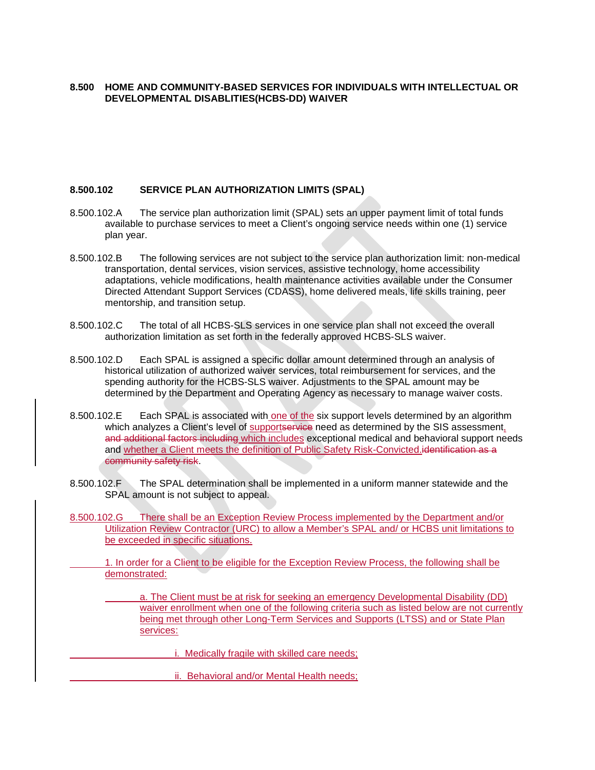## 8.500 HOME AND COMMUNITY-BASED SERVICES FOR INDIVIDUALS WITH INTELLECTUAL OR DEVELOPMENTAL DISABLITIES(HCBS-DD) WAIVER

### 8.500.102 SERVICE PLAN AUTHORIZATION LIMITS (SPAL)

8.500.102.A The service plan authorization limit (SPAL) sets an upper payment limit of total funds available to purchase services to meet a Client's ongoing service needs within one (1) service plan year.

8.500.102.B The following services are not subject to the service plan authorization limit: non-medical transportation, dental services, vision services, assistive technology, home accessibility adaptations, vehicle modifications, health maintenance activities available under the Consumer Directed Attendant Support Services (CDASS), home delivered meals, life skills training, peer mentorship, and transition setup.

8.500.102.C The total of all HCBS-SLS services in one service plan shall not exceed the overall authorization limitation as set forth in the federally approved HCBS-SLS waiver.

8.500.102.D Each SPAL is assigned a specific dollar amount determined through an analysis of historical utilization of authorized waiver services, total reimbursement for services, and the spending authority for the HCBS-SLS waiver. Adjustments to the SPAL amount may be determined by the Department and Operating Agency as necessary to manage waiver costs.

8.500.102.E Each SPAL is associated with one of the six support levels determined by an algorithm which analyzes a Client's level of support~~service~~ need as determined by the SIS assessment, ~~and additional factors including~~ which includes exceptional medical and behavioral support needs and whether a Client meets the definition of Public Safety Risk-Convicted.~~identification as a community safety risk~~.

8.500.102.F The SPAL determination shall be implemented in a uniform manner statewide and the SPAL amount is not subject to appeal.

8.500.102.G There shall be an Exception Review Process implemented by the Department and/or Utilization Review Contractor (URC) to allow a Member's SPAL and/ or HCBS unit limitations to be exceeded in specific situations.

1. In order for a Client to be eligible for the Exception Review Process, the following shall be demonstrated:

   a. The Client must be at risk for seeking an emergency Developmental Disability (DD) waiver enrollment when one of the following criteria such as listed below are not currently being met through other Long-Term Services and Supports (LTSS) and or State Plan services:

      i. Medically fragile with skilled care needs;

      ii. Behavioral and/or Mental Health needs;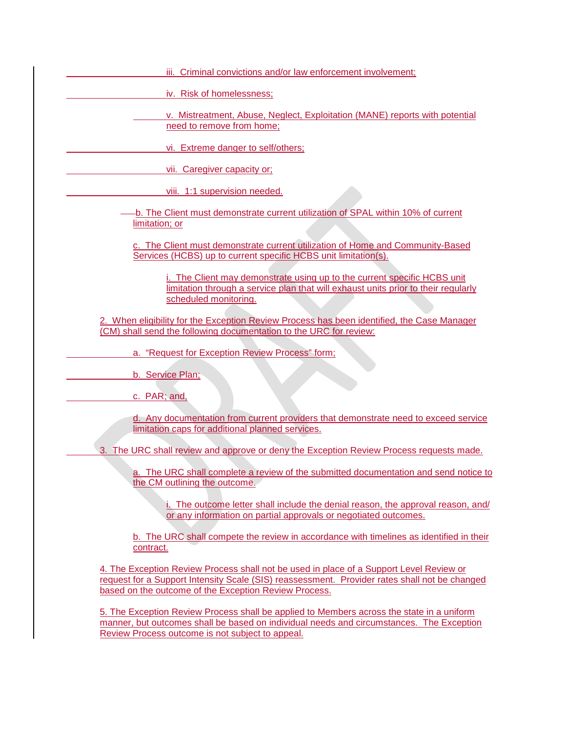iii. Criminal convictions and/or law enforcement involvement;

iv. Risk of homelessness;

v. Mistreatment, Abuse, Neglect, Exploitation (MANE) reports with potential need to remove from home;

vi. Extreme danger to self/others;

vii. Caregiver capacity or;

viii. 1:1 supervision needed.

b. The Client must demonstrate current utilization of SPAL within 10% of current limitation; or

c. The Client must demonstrate current utilization of Home and Community-Based Services (HCBS) up to current specific HCBS unit limitation(s).

i. The Client may demonstrate using up to the current specific HCBS unit limitation through a service plan that will exhaust units prior to their regularly scheduled monitoring.

2. When eligibility for the Exception Review Process has been identified, the Case Manager (CM) shall send the following documentation to the URC for review:

a. "Request for Exception Review Process" form;

b. Service Plan;

c. PAR; and,

d. Any documentation from current providers that demonstrate need to exceed service limitation caps for additional planned services.

3. The URC shall review and approve or deny the Exception Review Process requests made.

a. The URC shall complete a review of the submitted documentation and send notice to the CM outlining the outcome.

i. The outcome letter shall include the denial reason, the approval reason, and/or any information on partial approvals or negotiated outcomes.

b. The URC shall compete the review in accordance with timelines as identified in their contract.

4. The Exception Review Process shall not be used in place of a Support Level Review or request for a Support Intensity Scale (SIS) reassessment. Provider rates shall not be changed based on the outcome of the Exception Review Process.

5. The Exception Review Process shall be applied to Members across the state in a uniform manner, but outcomes shall be based on individual needs and circumstances. The Exception Review Process outcome is not subject to appeal.